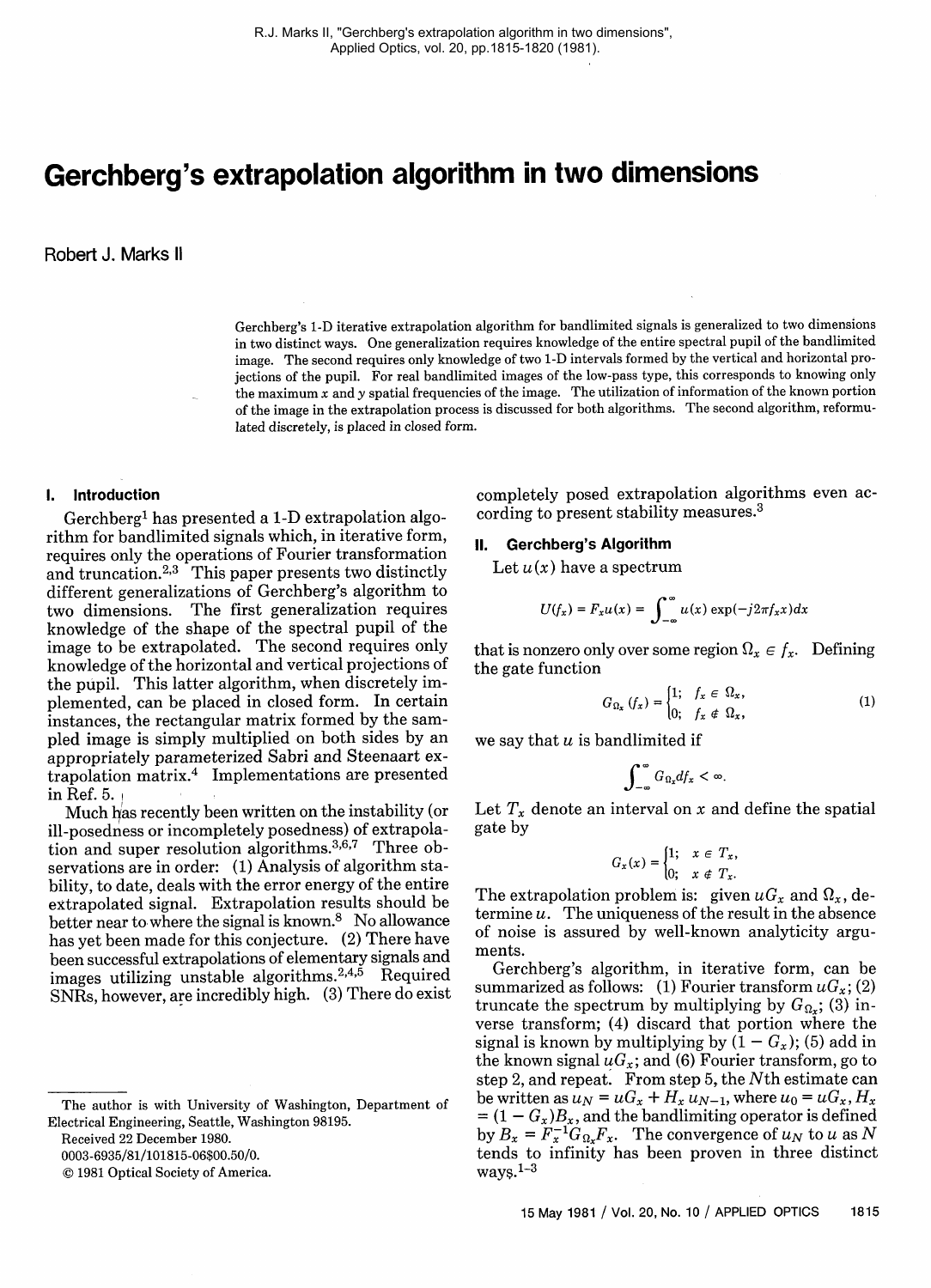R.J. Marks II, "Gerchberg's extrapolation algorithm in two dimensions", Applied Optics, vol. 20, pp.1815-1820 (1981).

# Gerchberg's extrapolation algorithm in two dimensions

Robert J. Marks II

Gerchberg's 1-D iterative extrapolation algorithm for bandlimited signals is generalized to two dimensions in two distinct ways. One generalization requires knowledge of the entire spectral pupil of the bandlimited image. The second requires only knowledge of two 1-D intervals formed by the vertical and horizontal projections of the pupil. For real bandlimited images of the low-pass type, this corresponds to knowing only the maximum $x$ and $y$ spatial frequencies of the image. The utilization of information of the known portion of the image in the extrapolation process is discussed for both algorithms. The second algorithm, reformulated discretely, is placed in closed form.

## I. Introduction

Gerchberg[1] has presented a 1-D extrapolation algorithm for bandlimited signals which, in iterative form, requires only the operations of Fourier transformation and truncation.[2,3] This paper presents two distinctly different generalizations of Gerchberg's algorithm to two dimensions. The first generalization requires knowledge of the shape of the spectral pupil of the image to be extrapolated. The second requires only knowledge of the horizontal and vertical projections of the pupil. This latter algorithm, when discretely implemented, can be placed in closed form. In certain instances, the rectangular matrix formed by the sampled image is simply multiplied on both sides by an appropriately parameterized Sabri and Steenaart extrapolation matrix.[4] Implementations are presented in Ref. 5.

Much has recently been written on the instability (or ill-posedness or incompletely posedness) of extrapolation and super resolution algorithms.[3,6,7] Three observations are in order: (1) Analysis of algorithm stability, to date, deals with the error energy of the entire extrapolated signal. Extrapolation results should be better near to where the signal is known.[8] No allowance has yet been made for this conjecture. (2) There have been successful extrapolations of elementary signals and images utilizing unstable algorithms.[2,4,5] Required SNRs, however, are incredibly high. (3) There do exist completely posed extrapolation algorithms even according to present stability measures.[3]

## II. Gerchberg's Algorithm

Let $u(x)$ have a spectrum

$$U(f_x) = F_x u(x) = \int_{-\infty}^{\infty} u(x) \exp(-j2\pi f_x x) dx$$

that is nonzero only over some region $\Omega_x \in f_x$. Defining the gate function

$$G_{\Omega_x}(f_x) = \begin{cases} 1; & f_x \in \Omega_x, \\ 0; & f_x \notin \Omega_x, \end{cases} \tag{1}$$

we say that $u$ is bandlimited if

$$\int_{-\infty}^{\infty} G_{\Omega_x} df_x < \infty.$$

Let $T_x$ denote an interval on $x$ and define the spatial gate by

$$G_x(x) = \begin{cases} 1; & x \in T_x, \\ 0; & x \notin T_x. \end{cases}$$

The extrapolation problem is: given $uG_x$ and $\Omega_x$, determine $u$. The uniqueness of the result in the absence of noise is assured by well-known analyticity arguments.

Gerchberg's algorithm, in iterative form, can be summarized as follows: (1) Fourier transform $uG_x$; (2) truncate the spectrum by multiplying by $G_{\Omega_x}$; (3) inverse transform; (4) discard that portion where the signal is known by multiplying by $(1 - G_x)$; (5) add in the known signal $uG_x$; and (6) Fourier transform, go to step 2, and repeat. From step 5, the $N$th estimate can be written as $u_N = uG_x + H_x u_{N-1}$, where $u_0 = uG_x$, $H_x = (1 - G_x)B_x$, and the bandlimiting operator is defined by $B_x = F_x^{-1} G_{\Omega_x} F_x$. The convergence of $u_N$ to $u$ as $N$ tends to infinity has been proven in three distinct ways.[1-3]

The author is with University of Washington, Department of Electrical Engineering, Seattle, Washington 98195.

Received 22 December 1980.

0003-6935/81/101815-06$00.50/0.

© 1981 Optical Society of America.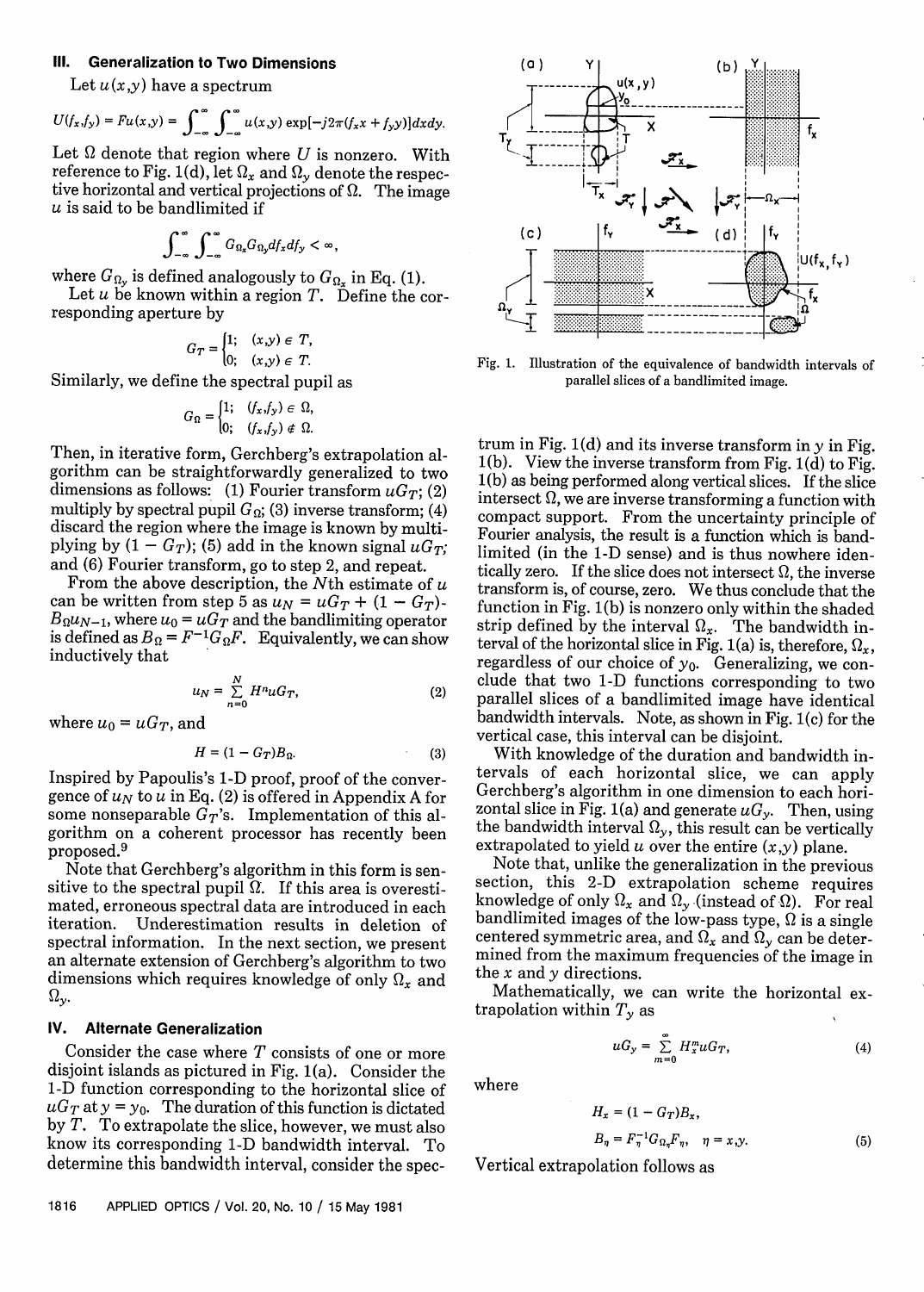## III. Generalization to Two Dimensions

Let $u(x,y)$ have a spectrum

$$U(f_x,f_y) = Fu(x,y) = \int_{-\infty}^{\infty}\int_{-\infty}^{\infty} u(x,y)\exp[-j2\pi(f_x x + f_y y)]dxdy.$$

Let $\Omega$ denote that region where $U$ is nonzero. With reference to Fig. 1(d), let $\Omega_x$ and $\Omega_y$ denote the respective horizontal and vertical projections of $\Omega$. The image $u$ is said to be bandlimited if

$$\int_{-\infty}^{\infty}\int_{-\infty}^{\infty} G_{\Omega_x}G_{\Omega_y}df_x df_y < \infty,$$

where $G_{\Omega_y}$ is defined analogously to $G_{\Omega_x}$ in Eq. (1).

Let $u$ be known within a region $T$. Define the corresponding aperture by

$$G_T = \begin{cases} 1; & (x,y) \in T, \\ 0; & (x,y) \in T. \end{cases}$$

Similarly, we define the spectral pupil as

$$G_\Omega = \begin{cases} 1; & (f_x,f_y) \in \Omega, \\ 0; & (f_x,f_y) \notin \Omega. \end{cases}$$

Then, in iterative form, Gerchberg's extrapolation algorithm can be straightforwardly generalized to two dimensions as follows: (1) Fourier transform $uG_T$; (2) multiply by spectral pupil $G_\Omega$; (3) inverse transform; (4) discard the region where the image is known by multiplying by $(1 - G_T)$; (5) add in the known signal $uG_T$; and (6) Fourier transform, go to step 2, and repeat.

From the above description, the $N$th estimate of $u$ can be written from step 5 as $u_N = uG_T + (1 - G_T)B_\Omega u_{N-1}$, where $u_0 = uG_T$ and the bandlimiting operator is defined as $B_\Omega = F^{-1}G_\Omega F$. Equivalently, we can show inductively that

$$u_N = \sum_{n=0}^{N} H^n uG_T, \tag{2}$$

where $u_0 = uG_T$, and

$$H = (1 - G_T)B_\Omega. \tag{3}$$

Inspired by Papoulis's 1-D proof, proof of the convergence of $u_N$ to $u$ in Eq. (2) is offered in Appendix A for some nonseparable $G_T$'s. Implementation of this algorithm on a coherent processor has recently been proposed.[9]

Note that Gerchberg's algorithm in this form is sensitive to the spectral pupil $\Omega$. If this area is overestimated, erroneous spectral data are introduced in each iteration. Underestimation results in deletion of spectral information. In the next section, we present an alternate extension of Gerchberg's algorithm to two dimensions which requires knowledge of only $\Omega_x$ and $\Omega_y$.

## IV. Alternate Generalization

Consider the case where $T$ consists of one or more disjoint islands as pictured in Fig. 1(a). Consider the 1-D function corresponding to the horizontal slice of $uG_T$ at $y = y_0$. The duration of this function is dictated by $T$. To extrapolate the slice, however, we must also know its corresponding 1-D bandwidth interval. To determine this bandwidth interval, consider the spectrum in Fig. 1(d) and its inverse transform in $y$ in Fig. 1(b). View the inverse transform from Fig. 1(d) to Fig. 1(b) as being performed along vertical slices. If the slice intersect $\Omega$, we are inverse transforming a function with compact support. From the uncertainty principle of Fourier analysis, the result is a function which is bandlimited (in the 1-D sense) and is thus nowhere identically zero. If the slice does not intersect $\Omega$, the inverse transform is, of course, zero. We thus conclude that the function in Fig. 1(b) is nonzero only within the shaded strip defined by the interval $\Omega_x$. The bandwidth interval of the horizontal slice in Fig. 1(a) is, therefore, $\Omega_x$, regardless of our choice of $y_0$. Generalizing, we conclude that two 1-D functions corresponding to two parallel slices of a bandlimited image have identical bandwidth intervals. Note, as shown in Fig. 1(c) for the vertical case, this interval can be disjoint.

Fig. 1. Illustration of the equivalence of bandwidth intervals of parallel slices of a bandlimited image.

With knowledge of the duration and bandwidth intervals of each horizontal slice, we can apply Gerchberg's algorithm in one dimension to each horizontal slice in Fig. 1(a) and generate $uG_y$. Then, using the bandwidth interval $\Omega_y$, this result can be vertically extrapolated to yield $u$ over the entire $(x,y)$ plane.

Note that, unlike the generalization in the previous section, this 2-D extrapolation scheme requires knowledge of only $\Omega_x$ and $\Omega_y$ (instead of $\Omega$). For real bandlimited images of the low-pass type, $\Omega$ is a single centered symmetric area, and $\Omega_x$ and $\Omega_y$ can be determined from the maximum frequencies of the image in the $x$ and $y$ directions.

Mathematically, we can write the horizontal extrapolation within $T_y$ as

$$uG_y = \sum_{m=0}^{\infty} H_x^m uG_T, \tag{4}$$

where

$$H_x = (1 - G_T)B_x,$$

$$B_\eta = F_\eta^{-1}G_{\Omega_\eta}F_\eta, \quad \eta = x,y. \tag{5}$$

Vertical extrapolation follows as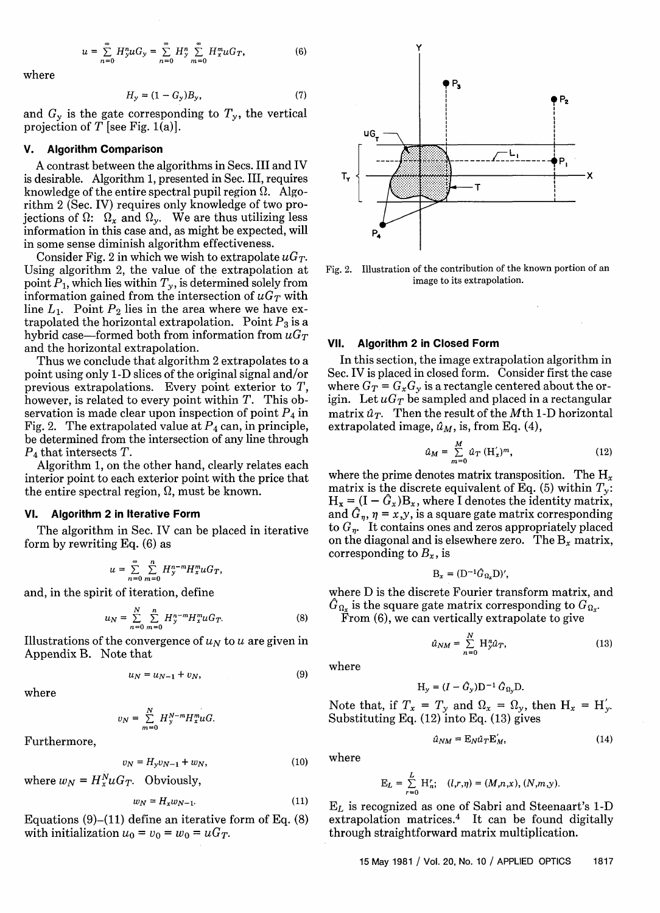$$u = \sum_{n=0}^{\infty} H_y^n u G_y = \sum_{n=0}^{\infty} H_y^n \sum_{m=0}^{\infty} H_x^m u G_T, \tag{6}$$

where

$$H_y = (1 - G_y) B_y, \tag{7}$$

and $G_y$ is the gate corresponding to $T_y$, the vertical projection of $T$ [see Fig. 1(a)].

## V. Algorithm Comparison

A contrast between the algorithms in Secs. III and IV is desirable. Algorithm 1, presented in Sec. III, requires knowledge of the entire spectral pupil region $\Omega$. Algorithm 2 (Sec. IV) requires only knowledge of two projections of $\Omega$: $\Omega_x$ and $\Omega_y$. We are thus utilizing less information in this case and, as might be expected, will in some sense diminish algorithm effectiveness.

Consider Fig. 2 in which we wish to extrapolate $uG_T$. Using algorithm 2, the value of the extrapolation at point $P_1$, which lies within $T_y$, is determined solely from information gained from the intersection of $uG_T$ with line $L_1$. Point $P_2$ lies in the area where we have extrapolated the horizontal extrapolation. Point $P_3$ is a hybrid case—formed both from information from $uG_T$ and the horizontal extrapolation.

Thus we conclude that algorithm 2 extrapolates to a point using only 1-D slices of the original signal and/or previous extrapolations. Every point exterior to $T$, however, is related to every point within $T$. This observation is made clear upon inspection of point $P_4$ in Fig. 2. The extrapolated value at $P_4$ can, in principle, be determined from the intersection of any line through $P_4$ that intersects $T$.

Algorithm 1, on the other hand, clearly relates each interior point to each exterior point with the price that the entire spectral region, $\Omega$, must be known.

## VI. Algorithm 2 in Iterative Form

The algorithm in Sec. IV can be placed in iterative form by rewriting Eq. (6) as

$$u = \sum_{n=0}^{\infty} \sum_{m=0}^{n} H_y^{n-m} H_x^m u G_T,$$

and, in the spirit of iteration, define

$$u_N = \sum_{n=0}^{N} \sum_{m=0}^{n} H_y^{n-m} H_x^m u G_T. \tag{8}$$

Illustrations of the convergence of $u_N$ to $u$ are given in Appendix B. Note that

$$u_N = u_{N-1} + v_N, \tag{9}$$

where

$$v_N = \sum_{m=0}^{N} H_y^{N-m} H_x^m u G.$$

Furthermore,

$$v_N = H_y v_{N-1} + w_N, \tag{10}$$

where $w_N = H_x^N u G_T$. Obviously,

$$w_N = H_x w_{N-1}. \tag{11}$$

Equations (9)–(11) define an iterative form of Eq. (8) with initialization $u_0 = v_0 = w_0 = uG_T$.

Fig. 2. Illustration of the contribution of the known portion of an image to its extrapolation.

## VII. Algorithm 2 in Closed Form

In this section, the image extrapolation algorithm in Sec. IV is placed in closed form. Consider first the case where $G_T = G_x G_y$ is a rectangle centered about the origin. Let $uG_T$ be sampled and placed in a rectangular matrix $\hat{u}_T$. Then the result of the $M$th 1-D horizontal extrapolated image, $\hat{u}_M$, is, from Eq. (4),

$$\hat{u}_M = \sum_{m=0}^{M} \hat{u}_T (\mathrm{H}_x')^m, \tag{12}$$

where the prime denotes matrix transposition. The $\mathrm{H}_x$ matrix is the discrete equivalent of Eq. (5) within $T_y$: $\mathrm{H}_x = (\mathrm{I} - \hat{G}_x)\mathrm{B}_x$, where I denotes the identity matrix, and $\hat{G}_\eta$, $\eta = x,y$, is a square gate matrix corresponding to $G_\eta$. It contains ones and zeros appropriately placed on the diagonal and is elsewhere zero. The $\mathrm{B}_x$ matrix, corresponding to $B_x$, is

$$\mathrm{B}_x = (\mathrm{D}^{-1} \hat{G}_{\Omega_x} \mathrm{D})',$$

where D is the discrete Fourier transform matrix, and $\hat{G}_{\Omega_x}$ is the square gate matrix corresponding to $G_{\Omega_x}$.

From (6), we can vertically extrapolate to give

$$\hat{u}_{NM} = \sum_{n=0}^{N} \mathrm{H}_y^n \hat{u}_T, \tag{13}$$

where

$$\mathrm{H}_y = (I - \hat{G}_y) \mathrm{D}^{-1} \hat{G}_{\Omega_y} \mathrm{D}.$$

Note that, if $T_x = T_y$ and $\Omega_x = \Omega_y$, then $\mathrm{H}_x = \mathrm{H}_y'$. Substituting Eq. (12) into Eq. (13) gives

$$\hat{u}_{NM} = \mathrm{E}_N \hat{u}_T \mathrm{E}_M', \tag{14}$$

where

$$\mathrm{E}_L = \sum_{r=0}^{L} \mathrm{H}_\eta^r; \quad (l,r,\eta) = (M,n,x), (N,m,y).$$

$\mathrm{E}_L$ is recognized as one of Sabri and Steenaart's 1-D extrapolation matrices.[4] It can be found digitally through straightforward matrix multiplication.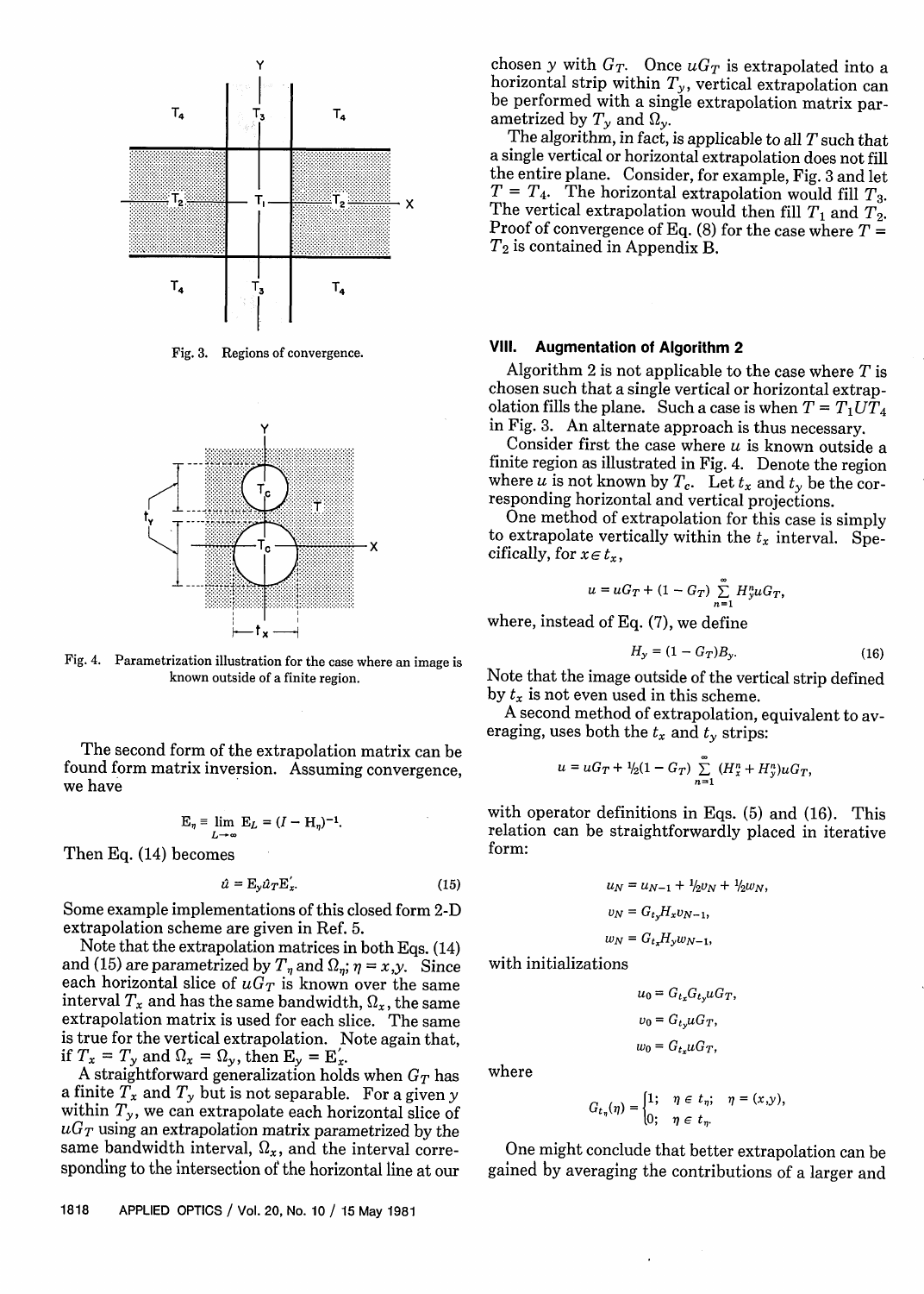Fig. 3. Regions of convergence.

Fig. 4. Parametrization illustration for the case where an image is known outside of a finite region.

The second form of the extrapolation matrix can be found form matrix inversion. Assuming convergence, we have

$$\mathbf{E}_\eta \equiv \lim_{L\to\infty} \mathbf{E}_L = (I - \mathbf{H}_\eta)^{-1}.$$

Then Eq. (14) becomes

$$\hat{u} = \mathbf{E}_y \hat{u}_T \mathbf{E}_x'. \tag{15}$$

Some example implementations of this closed form 2-D extrapolation scheme are given in Ref. 5.

Note that the extrapolation matrices in both Eqs. (14) and (15) are parametrized by $T_\eta$ and $\Omega_\eta$; $\eta = x,y$. Since each horizontal slice of $uG_T$ is known over the same interval $T_x$ and has the same bandwidth, $\Omega_x$, the same extrapolation matrix is used for each slice. The same is true for the vertical extrapolation. Note again that, if $T_x = T_y$ and $\Omega_x = \Omega_y$, then $\mathbf{E}_y = \mathbf{E}_x'$.

A straightforward generalization holds when $G_T$ has a finite $T_x$ and $T_y$ but is not separable. For a given $y$ within $T_y$, we can extrapolate each horizontal slice of $uG_T$ using an extrapolation matrix parametrized by the same bandwidth interval, $\Omega_x$, and the interval corresponding to the intersection of the horizontal line at our chosen $y$ with $G_T$. Once $uG_T$ is extrapolated into a horizontal strip within $T_y$, vertical extrapolation can be performed with a single extrapolation matrix parametrized by $T_y$ and $\Omega_y$.

The algorithm, in fact, is applicable to all $T$ such that a single vertical or horizontal extrapolation does not fill the entire plane. Consider, for example, Fig. 3 and let $T = T_4$. The horizontal extrapolation would fill $T_3$. The vertical extrapolation would then fill $T_1$ and $T_2$. Proof of convergence of Eq. (8) for the case where $T = T_2$ is contained in Appendix B.

## VIII. Augmentation of Algorithm 2

Algorithm 2 is not applicable to the case where $T$ is chosen such that a single vertical or horizontal extrapolation fills the plane. Such a case is when $T = T_1 U T_4$ in Fig. 3. An alternate approach is thus necessary.

Consider first the case where $u$ is known outside a finite region as illustrated in Fig. 4. Denote the region where $u$ is not known by $T_c$. Let $t_x$ and $t_y$ be the corresponding horizontal and vertical projections.

One method of extrapolation for this case is simply to extrapolate vertically within the $t_x$ interval. Specifically, for $x \in t_x$,

$$u = uG_T + (1 - G_T) \sum_{n=1}^{\infty} H_y^n uG_T,$$

where, instead of Eq. (7), we define

$$H_y = (1 - G_T)B_y. \tag{16}$$

Note that the image outside of the vertical strip defined by $t_x$ is not even used in this scheme.

A second method of extrapolation, equivalent to averaging, uses both the $t_x$ and $t_y$ strips:

$$u = uG_T + {}^1\!/_2(1 - G_T) \sum_{n=1}^{\infty} (H_x^n + H_y^n)uG_T,$$

with operator definitions in Eqs. (5) and (16). This relation can be straightforwardly placed in iterative form:

$$u_N = u_{N-1} + {}^1\!/_2 v_N + {}^1\!/_2 w_N,$$

$$v_N = G_{t_y} H_x v_{N-1},$$

$$w_N = G_{t_x} H_y w_{N-1},$$

with initializations

$$u_0 = G_{t_x} G_{t_y} uG_T,$$

$$v_0 = G_{t_y} uG_T,$$

$$w_0 = G_{t_x} uG_T,$$

where

$$G_{t_\eta}(\eta) = \begin{cases} 1; & \eta \in t_\eta; \quad \eta = (x,y), \\ 0; & \eta \notin t_\eta. \end{cases}$$

One might conclude that better extrapolation can be gained by averaging the contributions of a larger and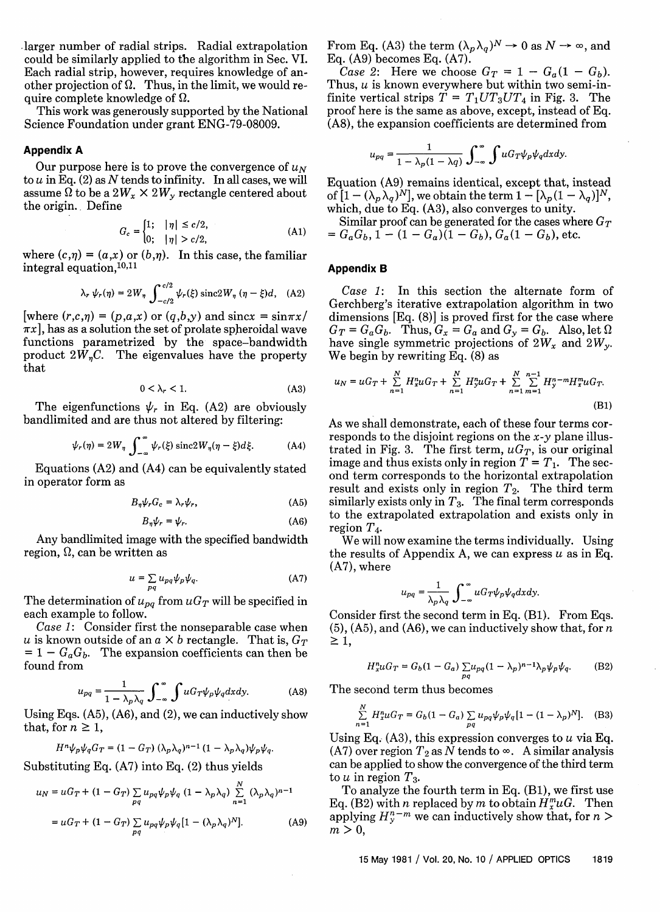larger number of radial strips. Radial extrapolation could be similarly applied to the algorithm in Sec. VI. Each radial strip, however, requires knowledge of another projection of $\Omega$. Thus, in the limit, we would require complete knowledge of $\Omega$.

This work was generously supported by the National Science Foundation under grant ENG-79-08009.

## Appendix A

Our purpose here is to prove the convergence of $u_N$ to $u$ in Eq. (2) as $N$ tends to infinity. In all cases, we will assume $\Omega$ to be a $2W_x \times 2W_y$ rectangle centered about the origin. Define

$$G_c = \begin{cases} 1; & |\eta| \leq c/2, \\ 0; & |\eta| > c/2, \end{cases} \tag{A1}$$

where $(c,\eta) = (a,x)$ or $(b,\eta)$. In this case, the familiar integral equation,[10,11]

$$\lambda_r \psi_r(\eta) = 2W_\eta \int_{-c/2}^{c/2} \psi_r(\xi) \operatorname{sinc} 2W_\eta (\eta - \xi) d, \tag{A2}$$

[where $(r,c,\eta) = (p,a,x)$ or $(q,b,y)$ and $\operatorname{sinc} x = \sin \pi x / \pi x$], has as a solution the set of prolate spheroidal wave functions parametrized by the space-bandwidth product $2W_\eta C$. The eigenvalues have the property that

$$0 < \lambda_r < 1. \tag{A3}$$

The eigenfunctions $\psi_r$ in Eq. (A2) are obviously bandlimited and are thus not altered by filtering:

$$\psi_r(\eta) = 2W_\eta \int_{-\infty}^{\infty} \psi_r(\xi) \operatorname{sinc} 2W_\eta (\eta - \xi) d\xi. \tag{A4}$$

Equations (A2) and (A4) can be equivalently stated in operator form as

$$B_\eta \psi_r G_c = \lambda_r \psi_r, \tag{A5}$$

$$B_\eta \psi_r = \psi_r. \tag{A6}$$

Any bandlimited image with the specified bandwidth region, $\Omega$, can be written as

$$u = \sum_{pq} u_{pq} \psi_p \psi_q. \tag{A7}$$

The determination of $u_{pq}$ from $uG_T$ will be specified in each example to follow.

*Case 1*: Consider first the nonseparable case when $u$ is known outside of an $a \times b$ rectangle. That is, $G_T = 1 - G_a G_b$. The expansion coefficients can then be found from

$$u_{pq} = \frac{1}{1 - \lambda_p \lambda_q} \int_{-\infty}^{\infty} \int u G_T \psi_p \psi_q dx dy. \tag{A8}$$

Using Eqs. (A5), (A6), and (2), we can inductively show that, for $n \geq 1$,

$$H^n \psi_p \psi_q G_T = (1 - G_T)(\lambda_p \lambda_q)^{n-1}(1 - \lambda_p \lambda_q)\psi_p \psi_q.$$

Substituting Eq. (A7) into Eq. (2) thus yields

$$\begin{aligned} u_N &= uG_T + (1 - G_T) \sum_{pq} u_{pq} \psi_p \psi_q (1 - \lambda_p \lambda_q) \sum_{n=1}^{N} (\lambda_p \lambda_q)^{n-1} \\ &= uG_T + (1 - G_T) \sum_{pq} u_{pq} \psi_p \psi_q [1 - (\lambda_p \lambda_q)^N]. \end{aligned} \tag{A9}$$

From Eq. (A3) the term $(\lambda_p \lambda_q)^N \to 0$ as $N \to \infty$, and Eq. (A9) becomes Eq. (A7).

*Case 2*: Here we choose $G_T = 1 - G_a(1 - G_b)$. Thus, $u$ is known everywhere but within two semi-infinite vertical strips $T = T_1 U T_3 U T_4$ in Fig. 3. The proof here is the same as above, except, instead of Eq. (A8), the expansion coefficients are determined from

$$u_{pq} = \frac{1}{1 - \lambda_p(1 - \lambda q)} \int_{-\infty}^{\infty} \int u G_T \psi_p \psi_q dx dy.$$

Equation (A9) remains identical, except that, instead of $[1 - (\lambda_p \lambda_q)^N]$, we obtain the term $1 - [\lambda_p(1 - \lambda_q)]^N$, which, due to Eq. (A3), also converges to unity.

Similar proof can be generated for the cases where $G_T = G_a G_b$, $1 - (1 - G_a)(1 - G_b)$, $G_a(1 - G_b)$, etc.

## Appendix B

*Case 1*: In this section the alternate form of Gerchberg's iterative extrapolation algorithm in two dimensions [Eq. (8)] is proved first for the case where $G_T = G_a G_b$. Thus, $G_x = G_a$ and $G_y = G_b$. Also, let $\Omega$ have single symmetric projections of $2W_x$ and $2W_y$. We begin by rewriting Eq. (8) as

$$u_N = uG_T + \sum_{n=1}^{N} H_x^n u G_T + \sum_{n=1}^{N} H_y^n u G_T + \sum_{n=1}^{N} \sum_{m=1}^{n-1} H_y^{n-m} H_x^m u G_T. \tag{B1}$$

As we shall demonstrate, each of these four terms corresponds to the disjoint regions on the $x$-$y$ plane illustrated in Fig. 3. The first term, $uG_T$, is our original image and thus exists only in region $T = T_1$. The second term corresponds to the horizontal extrapolation result and exists only in region $T_2$. The third term similarly exists only in $T_3$. The final term corresponds to the extrapolated extrapolation and exists only in region $T_4$.

We will now examine the terms individually. Using the results of Appendix A, we can express $u$ as in Eq. (A7), where

$$u_{pq} = \frac{1}{\lambda_p \lambda_q} \int_{-\infty}^{\infty} u G_T \psi_p \psi_q dx dy.$$

Consider first the second term in Eq. (B1). From Eqs. (5), (A5), and (A6), we can inductively show that, for $n \geq 1$,

$$H_x^n u G_T = G_b(1 - G_a) \sum_{pq} u_{pq}(1 - \lambda_p)^{n-1} \lambda_p \psi_p \psi_q. \tag{B2}$$

The second term thus becomes

$$\sum_{n=1}^{N} H_x^n u G_T = G_b(1 - G_a) \sum_{pq} u_{pq} \psi_p \psi_q [1 - (1 - \lambda_p)^N]. \tag{B3}$$

Using Eq. (A3), this expression converges to $u$ via Eq. (A7) over region $T_2$ as $N$ tends to $\infty$. A similar analysis can be applied to show the convergence of the third term to $u$ in region $T_3$.

To analyze the fourth term in Eq. (B1), we first use Eq. (B2) with $n$ replaced by $m$ to obtain $H_x^m u G$. Then applying $H_y^{n-m}$ we can inductively show that, for $n > m > 0$,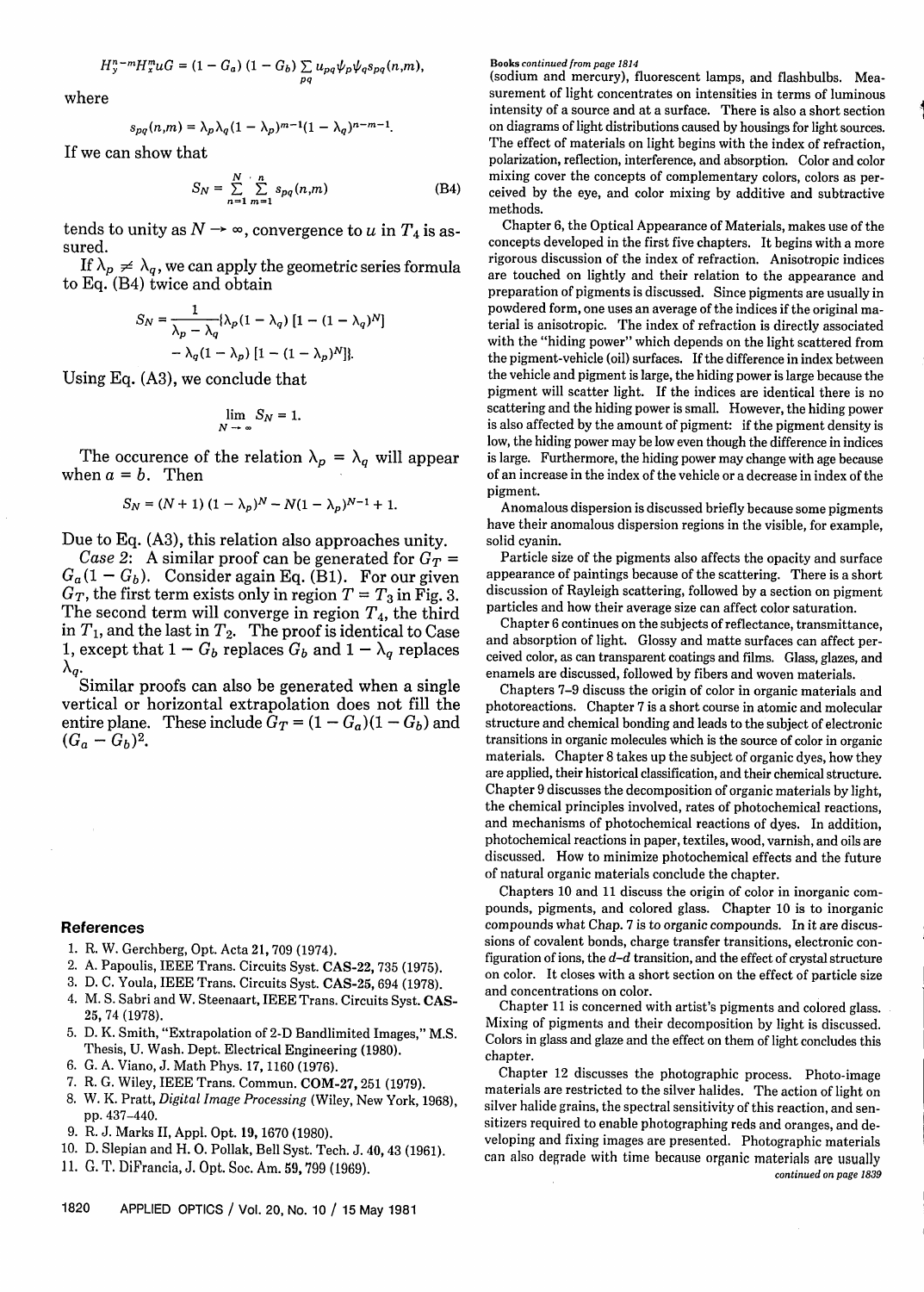$$H_y^{n-m}H_x^m uG = (1 - G_a)(1 - G_b)\sum_{pq} u_{pq}\psi_p\psi_q s_{pq}(n,m),$$

where

$$s_{pq}(n,m) = \lambda_p\lambda_q(1 - \lambda_p)^{m-1}(1 - \lambda_q)^{n-m-1}.$$

If we can show that

$$S_N = \sum_{n=1}^{N}\sum_{m=1}^{n} s_{pq}(n,m) \tag{B4}$$

tends to unity as $N \to \infty$, convergence to $u$ in $T_4$ is assured.

If $\lambda_p \neq \lambda_q$, we can apply the geometric series formula to Eq. (B4) twice and obtain

$$S_N = \frac{1}{\lambda_p - \lambda_q}\{\lambda_p(1 - \lambda_q)[1 - (1 - \lambda_q)^N] - \lambda_q(1 - \lambda_p)[1 - (1 - \lambda_p)^N]\}.$$

Using Eq. (A3), we conclude that

$$\lim_{N\to\infty} S_N = 1.$$

The occurence of the relation $\lambda_p = \lambda_q$ will appear when $a = b$. Then

$$S_N = (N + 1)(1 - \lambda_p)^N - N(1 - \lambda_p)^{N-1} + 1.$$

Due to Eq. (A3), this relation also approaches unity.

*Case 2*: A similar proof can be generated for $G_T = G_a(1 - G_b)$. Consider again Eq. (B1). For our given $G_T$, the first term exists only in region $T = T_3$ in Fig. 3. The second term will converge in region $T_4$, the third in $T_1$, and the last in $T_2$. The proof is identical to Case 1, except that $1 - G_b$ replaces $G_b$ and $1 - \lambda_q$ replaces $\lambda_q$.

Similar proofs can also be generated when a single vertical or horizontal extrapolation does not fill the entire plane. These include $G_T = (1 - G_a)(1 - G_b)$ and $(G_a - G_b)^2$.

## References

1. R. W. Gerchberg, Opt. Acta 21, 709 (1974).
2. A. Papoulis, IEEE Trans. Circuits Syst. CAS-22, 735 (1975).
3. D. C. Youla, IEEE Trans. Circuits Syst. CAS-25, 694 (1978).
4. M. S. Sabri and W. Steenaart, IEEE Trans. Circuits Syst. CAS-25, 74 (1978).
5. D. K. Smith, "Extrapolation of 2-D Bandlimited Images," M.S. Thesis, U. Wash. Dept. Electrical Engineering (1980).
6. G. A. Viano, J. Math Phys. 17, 1160 (1976).
7. R. G. Wiley, IEEE Trans. Commun. COM-27, 251 (1979).
8. W. K. Pratt, *Digital Image Processing* (Wiley, New York, 1968), pp. 437–440.
9. R. J. Marks II, Appl. Opt. 19, 1670 (1980).
10. D. Slepian and H. O. Pollak, Bell Syst. Tech. J. 40, 43 (1961).
11. G. T. DiFrancia, J. Opt. Soc. Am. 59, 799 (1969).

**Books** *continued from page 1814*

(sodium and mercury), fluorescent lamps, and flashbulbs. Measurement of light concentrates on intensities in terms of luminous intensity of a source and at a surface. There is also a short section on diagrams of light distributions caused by housings for light sources. The effect of materials on light begins with the index of refraction, polarization, reflection, interference, and absorption. Color and color mixing cover the concepts of complementary colors, colors as perceived by the eye, and color mixing by additive and subtractive methods.

Chapter 6, the Optical Appearance of Materials, makes use of the concepts developed in the first five chapters. It begins with a more rigorous discussion of the index of refraction. Anisotropic indices are touched on lightly and their relation to the appearance and preparation of pigments is discussed. Since pigments are usually in powdered form, one uses an average of the indices if the original material is anisotropic. The index of refraction is directly associated with the "hiding power" which depends on the light scattered from the pigment-vehicle (oil) surfaces. If the difference in index between the vehicle and pigment is large, the hiding power is large because the pigment will scatter light. If the indices are identical there is no scattering and the hiding power is small. However, the hiding power is also affected by the amount of pigment: if the pigment density is low, the hiding power may be low even though the difference in indices is large. Furthermore, the hiding power may change with age because of an increase in the index of the vehicle or a decrease in index of the pigment.

Anomalous dispersion is discussed briefly because some pigments have their anomalous dispersion regions in the visible, for example, solid cyanin.

Particle size of the pigments also affects the opacity and surface appearance of paintings because of the scattering. There is a short discussion of Rayleigh scattering, followed by a section on pigment particles and how their average size can affect color saturation.

Chapter 6 continues on the subjects of reflectance, transmittance, and absorption of light. Glossy and matte surfaces can affect perceived color, as can transparent coatings and films. Glass, glazes, and enamels are discussed, followed by fibers and woven materials.

Chapters 7–9 discuss the origin of color in organic materials and photoreactions. Chapter 7 is a short course in atomic and molecular structure and chemical bonding and leads to the subject of electronic transitions in organic molecules which is the source of color in organic materials. Chapter 8 takes up the subject of organic dyes, how they are applied, their historical classification, and their chemical structure. Chapter 9 discusses the decomposition of organic materials by light, the chemical principles involved, rates of photochemical reactions, and mechanisms of photochemical reactions of dyes. In addition, photochemical reactions in paper, textiles, wood, varnish, and oils are discussed. How to minimize photochemical effects and the future of natural organic materials conclude the chapter.

Chapters 10 and 11 discuss the origin of color in inorganic compounds, pigments, and colored glass. Chapter 10 is to inorganic compounds what Chap. 7 is to organic compounds. In it are discussions of covalent bonds, charge transfer transitions, electronic configuration of ions, the *d–d* transition, and the effect of crystal structure on color. It closes with a short section on the effect of particle size and concentrations on color.

Chapter 11 is concerned with artist's pigments and colored glass. Mixing of pigments and their decomposition by light is discussed. Colors in glass and glaze and the effect on them of light concludes this chapter.

Chapter 12 discusses the photographic process. Photo-image materials are restricted to the silver halides. The action of light on silver halide grains, the spectral sensitivity of this reaction, and sensitizers required to enable photographing reds and oranges, and developing and fixing images are presented. Photographic materials can also degrade with time because organic materials are usually

*continued on page 1839*